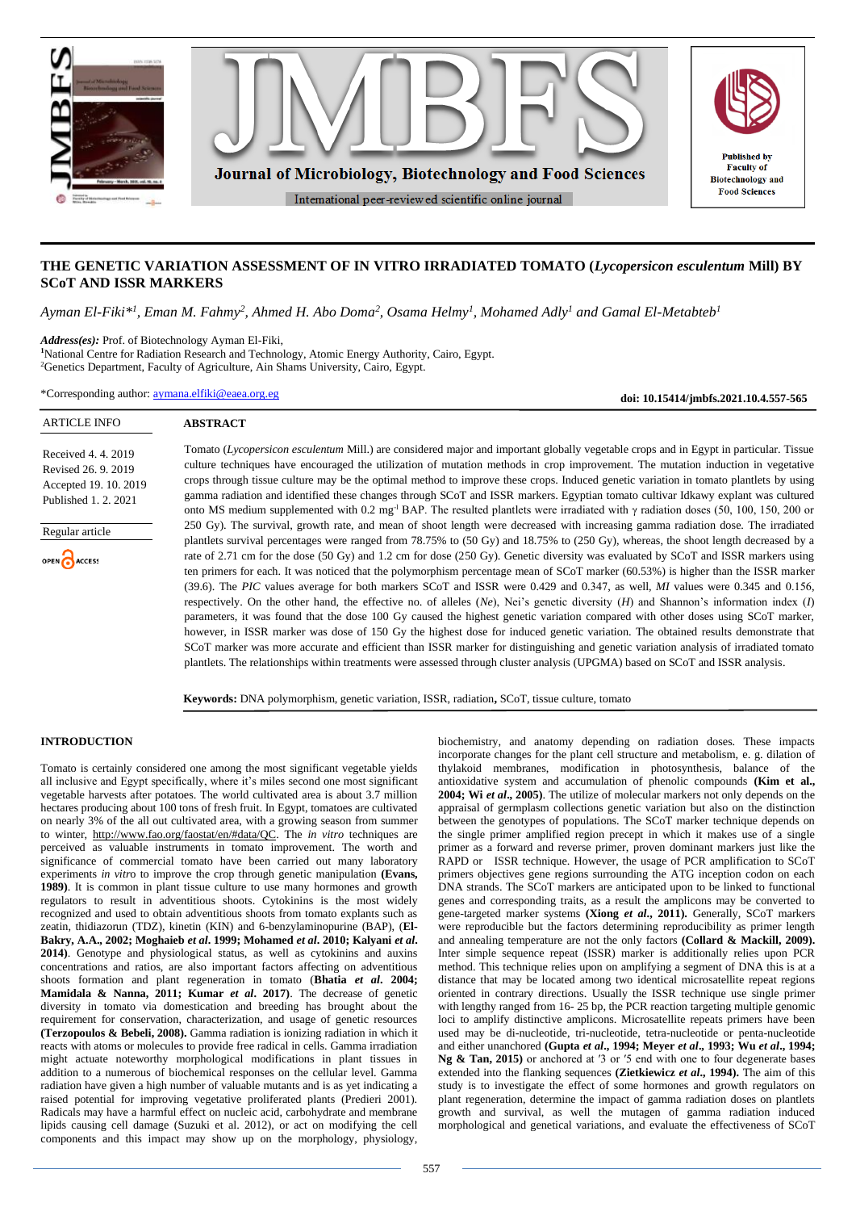# THE GENETIC VARIATION ASSESSMENT OF IN VITRO IRRADIATED TOMATO (*Lycopersicon esculentum* Mill) BY SCoT AND ISSR MARKERS

*Ayman El-Fiki*[1], Eman M. Fahmy[2], Ahmed H. Abo Doma[2], Osama Helmy[1], Mohamed Adly[1] and Gamal El-Metabteb[1]*

***Address(es):*** Prof. of Biotechnology Ayman El-Fiki,
[1]National Centre for Radiation Research and Technology, Atomic Energy Authority, Cairo, Egypt.
[2]Genetics Department, Faculty of Agriculture, Ain Shams University, Cairo, Egypt.

*Corresponding author: aymana.elfiki@eaea.org.eg

**doi: 10.15414/jmbfs.2021.10.4.557-565**

ARTICLE INFO

Received 4. 4. 2019
Revised 26. 9. 2019
Accepted 19. 10. 2019
Published 1. 2. 2021

Regular article

OPEN ACCESS

## ABSTRACT

Tomato (*Lycopersicon esculentum* Mill.) are considered major and important globally vegetable crops and in Egypt in particular. Tissue culture techniques have encouraged the utilization of mutation methods in crop improvement. The mutation induction in vegetative crops through tissue culture may be the optimal method to improve these crops. Induced genetic variation in tomato plantlets by using gamma radiation and identified these changes through SCoT and ISSR markers. Egyptian tomato cultivar Idkawy explant was cultured onto MS medium supplemented with 0.2 $mg^{-1}$ BAP. The resulted plantlets were irradiated with γ radiation doses (50, 100, 150, 200 or 250 Gy). The survival, growth rate, and mean of shoot length were decreased with increasing gamma radiation dose. The irradiated plantlets survival percentages were ranged from 78.75% to (50 Gy) and 18.75% to (250 Gy), whereas, the shoot length decreased by a rate of 2.71 cm for the dose (50 Gy) and 1.2 cm for dose (250 Gy). Genetic diversity was evaluated by SCoT and ISSR markers using ten primers for each. It was noticed that the polymorphism percentage mean of SCoT marker (60.53%) is higher than the ISSR marker (39.6). The *PIC* values average for both markers SCoT and ISSR were 0.429 and 0.347, as well, *MI* values were 0.345 and 0.156, respectively. On the other hand, the effective no. of alleles (*Ne*), Nei's genetic diversity (*H*) and Shannon's information index (*I*) parameters, it was found that the dose 100 Gy caused the highest genetic variation compared with other doses using SCoT marker, however, in ISSR marker was dose of 150 Gy the highest dose for induced genetic variation. The obtained results demonstrate that SCoT marker was more accurate and efficient than ISSR marker for distinguishing and genetic variation analysis of irradiated tomato plantlets. The relationships within treatments were assessed through cluster analysis (UPGMA) based on SCoT and ISSR analysis.

**Keywords:** DNA polymorphism, genetic variation, ISSR, radiation, SCoT, tissue culture, tomato

## INTRODUCTION

Tomato is certainly considered one among the most significant vegetable yields all inclusive and Egypt specifically, where it's miles second one most significant vegetable harvests after potatoes. The world cultivated area is about 3.7 million hectares producing about 100 tons of fresh fruit. In Egypt, tomatoes are cultivated on nearly 3% of the all out cultivated area, with a growing season from summer to winter, http://www.fao.org/faostat/en/#data/QC. The *in vitro* techniques are perceived as valuable instruments in tomato improvement. The worth and significance of commercial tomato have been carried out many laboratory experiments *in vitro* to improve the crop through genetic manipulation **(Evans, 1989)**. It is common in plant tissue culture to use many hormones and growth regulators to result in adventitious shoots. Cytokinins is the most widely recognized and used to obtain adventitious shoots from tomato explants such as zeatin, thidiazoron (TDZ), kinetin (KIN) and 6-benzylaminopurine (BAP), (**El-Bakry, A.A., 2002; Moghaieb *et al*. 1999; Mohamed *et al*. 2010; Kalyani *et al*. 2014**). Genotype and physiological status, as well as cytokinins and auxins concentrations and ratios, are also important factors affecting on adventitious shoots formation and plant regeneration in tomato (**Bhatia *et al*. 2004; Mamidala & Nanna, 2011; Kumar *et al*. 2017**). The decrease of genetic diversity in tomato via domestication and breeding has brought about the requirement for conservation, characterization, and usage of genetic resources **(Terzopoulos & Bebeli, 2008).** Gamma radiation is ionizing radiation in which it reacts with atoms or molecules to provide free radical in cells. Gamma irradiation might actuate noteworthy morphological modifications in plant tissues in addition to a numerous of biochemical responses on the cellular level. Gamma radiation have given a high number of valuable mutants and is as yet indicating a raised potential for improving vegetative proliferated plants (Predieri 2001). Radicals may have a harmful effect on nucleic acid, carbohydrate and membrane lipids causing cell damage (Suzuki et al. 2012), or act on modifying the cell components and this impact may show up on the morphology, physiology, biochemistry, and anatomy depending on radiation doses. These impacts incorporate changes for the plant cell structure and metabolism, e. g. dilation of thylakoid membranes, modification in photosynthesis, balance of the antioxidative system and accumulation of phenolic compounds **(Kim et al., 2004; Wi *et al*., 2005)**. The utilize of molecular markers not only depends on the appraisal of germplasm collections genetic variation but also on the distinction between the genotypes of populations. The SCoT marker technique depends on the single primer amplified region precept in which it makes use of a single primer as a forward and reverse primer, proven dominant markers just like the RAPD or ISSR technique. However, the usage of PCR amplification to SCoT primers objectives gene regions surrounding the ATG inception codon on each DNA strands. The SCoT markers are anticipated upon to be linked to functional genes and corresponding traits, as a result the amplicons may be converted to gene-targeted marker systems **(Xiong *et al*., 2011).** Generally, SCoT markers were reproducible but the factors determining reproducibility as primer length and annealing temperature are not the only factors **(Collard & Mackill, 2009).** Inter simple sequence repeat (ISSR) marker is additionally relies upon PCR method. This technique relies upon amplifying a segment of DNA this is at a distance that may be located among two identical microsatellite repeat regions oriented in contrary directions. Usually the ISSR technique use single primer with lengthy ranged from 16- 25 bp, the PCR reaction targeting multiple genomic loci to amplify distinctive amplicons. Microsatellite repeats primers have been used may be di-nucleotide, tri-nucleotide, tetra-nucleotide or penta-nucleotide and either unanchored **(Gupta *et al*., 1994; Meyer *et al*., 1993; Wu *et al*., 1994; Ng & Tan, 2015)** or anchored at '3 or '5 end with one to four degenerate bases extended into the flanking sequences **(Zietkiewicz *et al*., 1994).** The aim of this study is to investigate the effect of some hormones and growth regulators on plant regeneration, determine the impact of gamma radiation doses on plantlets growth and survival, as well the mutagen of gamma radiation induced morphological and genetical variations, and evaluate the effectiveness of SCoT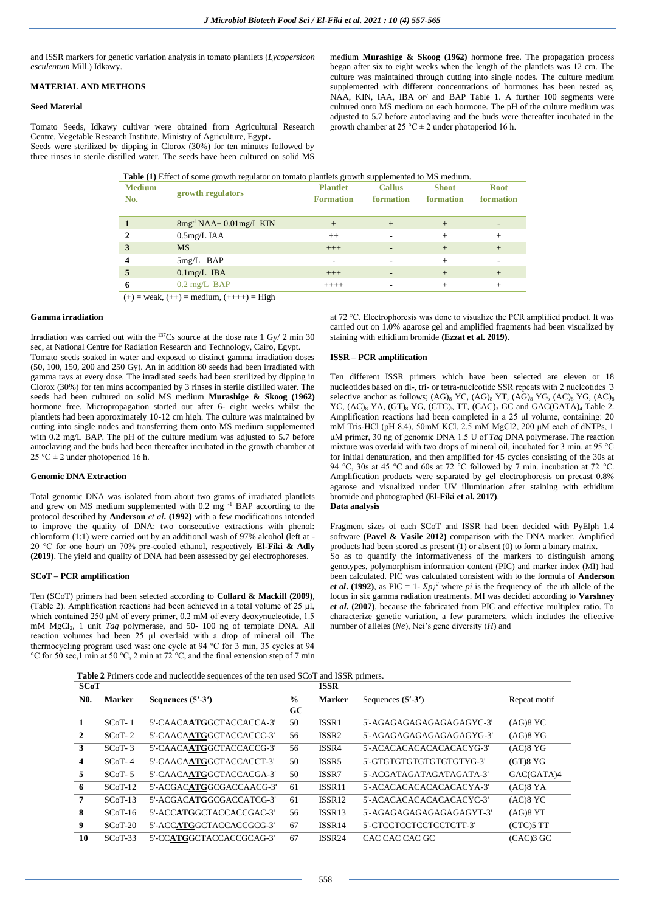and ISSR markers for genetic variation analysis in tomato plantlets (*Lycopersicon esculentum* Mill.) Idkawy.

## MATERIAL AND METHODS

### Seed Material

Tomato Seeds, Idkawy cultivar were obtained from Agricultural Research Centre, Vegetable Research Institute, Ministry of Agriculture, Egypt**.**
Seeds were sterilized by dipping in Clorox (30%) for ten minutes followed by three rinses in sterile distilled water. The seeds have been cultured on solid MS medium **Murashige & Skoog (1962)** hormone free. The propagation process began after six to eight weeks when the length of the plantlets was 12 cm. The culture was maintained through cutting into single nodes. The culture medium supplemented with different concentrations of hormones has been tested as, NAA, KIN, IAA, IBA or/ and BAP Table 1. A further 100 segments were cultured onto MS medium on each hormone. The pH of the culture medium was adjusted to 5.7 before autoclaving and the buds were thereafter incubated in the growth chamber at 25 °C ± 2 under photoperiod 16 h.

**Table (1)** Effect of some growth regulator on tomato plantlets growth supplemented to MS medium.

| Medium No. | growth regulators | Plantlet Formation | Callus formation | Shoot formation | Root formation |
|---|---|---|---|---|---|
| 1 | 8mg$^{-1}$ NAA+ 0.01mg/L KIN | + | + | + | - |
| 2 | 0.5mg/L IAA | ++ | - | + | + |
| 3 | MS | +++ | - | + | + |
| 4 | 5mg/L BAP | - | - | + | - |
| 5 | 0.1mg/L IBA | +++ | - | + | + |
| 6 | 0.2 mg/L BAP | ++++ | - | + | + |

(+) = weak, (++) = medium, (++++) = High

### Gamma irradiation

Irradiation was carried out with the $^{137}$Cs source at the dose rate 1 Gy/ 2 min 30 sec, at National Centre for Radiation Research and Technology, Cairo, Egypt.
Tomato seeds soaked in water and exposed to distinct gamma irradiation doses (50, 100, 150, 200 and 250 Gy). In an addition 80 seeds had been irradiated with gamma rays at every dose. The irradiated seeds had been sterilized by dipping in Clorox (30%) for ten mins accompanied by 3 rinses in sterile distilled water. The seeds had been cultured on solid MS medium **Murashige & Skoog (1962)** hormone free. Micropropagation started out after 6- eight weeks whilst the plantlets had been approximately 10-12 cm high. The culture was maintained by cutting into single nodes and transferring them onto MS medium supplemented with 0.2 mg/L BAP. The pH of the culture medium was adjusted to 5.7 before autoclaving and the buds had been thereafter incubated in the growth chamber at 25 °C ± 2 under photoperiod 16 h.

### Genomic DNA Extraction

Total genomic DNA was isolated from about two grams of irradiated plantlets and grew on MS medium supplemented with 0.2 mg $^{-1}$ BAP according to the protocol described by **Anderson** ***et al*****. (1992)** with a few modifications intended to improve the quality of DNA: two consecutive extractions with phenol: chloroform (1:1) were carried out by an additional wash of 97% alcohol (left at -20 °C for one hour) an 70% pre-cooled ethanol, respectively **El-Fiki & Adly (2019)**. The yield and quality of DNA had been assessed by gel electrophoreses.

### SCoT – PCR amplification

Ten (SCoT) primers had been selected according to **Collard & Mackill (2009)**, (Table 2). Amplification reactions had been achieved in a total volume of 25 µl, which contained 250 µM of every primer, 0.2 mM of every deoxynucleotide, 1.5 mM $MgCl_2$, 1 unit *Taq* polymerase, and 50- 100 ng of template DNA. All reaction volumes had been 25 µl overlaid with a drop of mineral oil. The thermocycling program used was: one cycle at 94 °C for 3 min, 35 cycles at 94 °C for 50 sec,1 min at 50 °C, 2 min at 72 °C, and the final extension step of 7 min at 72 °C. Electrophoresis was done to visualize the PCR amplified product. It was carried out on 1.0% agarose gel and amplified fragments had been visualized by staining with ethidium bromide **(Ezzat et al. 2019)**.

### ISSR – PCR amplification

Ten different ISSR primers which have been selected are eleven or 18 nucleotides based on di-, tri- or tetra-nucleotide SSR repeats with 2 nucleotides ′3 selective anchor as follows; $(AG)_8$ YC, $(AG)_8$ YT, $(AG)_8$ YG, $(AC)_8$ YG, $(AC)_8$ YC, $(AC)_8$ YA, $(GT)_8$ YG, $(CTC)_5$ TT, $(CAC)_3$ GC and GAC$(GATA)_4$ Table 2. Amplification reactions had been completed in a 25 µl volume, containing: 20 mM Tris-HCl (pH 8.4), 50mM KCl, 2.5 mM MgCl2, 200 µM each of dNTPs, 1 µM primer, 30 ng of genomic DNA 1.5 U of *Taq* DNA polymerase. The reaction mixture was overlaid with two drops of mineral oil, incubated for 3 min. at 95 °C for initial denaturation, and then amplified for 45 cycles consisting of the 30s at 94 °C, 30s at 45 °C and 60s at 72 °C followed by 7 min. incubation at 72 °C. Amplification products were separated by gel electrophoresis on precast 0.8% agarose and visualized under UV illumination after staining with ethidium bromide and photographed **(El-Fiki et al. 2017)**.

### Data analysis

Fragment sizes of each SCoT and ISSR had been decided with PyElph 1.4 software **(Pavel & Vasile 2012)** comparison with the DNA marker. Amplified products had been scored as present (1) or absent (0) to form a binary matrix.
So as to quantify the informativeness of the markers to distinguish among genotypes, polymorphism information content (PIC) and marker index (MI) had been calculated. PIC was calculated consistent with to the formula of **Anderson** ***et al*****. (1992)**, as PIC = $1- \Sigma p_i^2$ where *pi* is the frequency of the *i*th allele of the locus in six gamma radiation treatments. MI was decided according to **Varshney** ***et al.*** **(2007)**, because the fabricated from PIC and effective multiplex ratio. To characterize genetic variation, a few parameters, which includes the effective number of alleles (*Ne*), Nei's gene diversity (*H*) and

**Table 2** Primers code and nucleotide sequences of the ten used SCoT and ISSR primers.

| SCoT | | | | ISSR | | |
|---|---|---|---|---|---|---|
| N0. | Marker | Sequences (5′-3′) | % GC | Marker | Sequences (5′-3′) | Repeat motif |
| 1 | SCoT- 1 | 5'-CAACA**ATG**GCTACCACCA-3' | 50 | ISSR1 | 5'-AGAGAGAGAGAGAGAGYC-3' | (AG)8 YC |
| 2 | SCoT- 2 | 5'-CAACA**ATG**GCTACCACCC-3' | 56 | ISSR2 | 5'-AGAGAGAGAGAGAGAGYG-3' | (AG)8 YG |
| 3 | SCoT- 3 | 5'-CAACA**ATG**GCTACCACCG-3' | 56 | ISSR4 | 5'-ACACACACACACACACYG-3' | (AC)8 YG |
| 4 | SCoT- 4 | 5'-CAACA**ATG**GCTACCACCT-3' | 50 | ISSR5 | 5'-GTGTGTGTGTGTGTGTYG-3' | (GT)8 YG |
| 5 | SCoT- 5 | 5'-CAACA**ATG**GCTACCACGA-3' | 50 | ISSR7 | 5'-ACGATAGATAGATAGATA-3' | GAC(GATA)4 |
| 6 | SCoT-12 | 5'-ACGAC**ATG**GCGACCAACG-3' | 61 | ISSR11 | 5'-ACACACACACACACACYA-3' | (AC)8 YA |
| 7 | SCoT-13 | 5'-ACGAC**ATG**GCGACCATCG-3' | 61 | ISSR12 | 5'-ACACACACACACACACYC-3' | (AC)8 YC |
| 8 | SCoT-16 | 5'-ACC**ATG**GCTACCACCGAC-3' | 56 | ISSR13 | 5'-AGAGAGAGAGAGAGAGYT-3' | (AG)8 YT |
| 9 | SCoT-20 | 5'-ACC**ATG**GCTACCACCGCG-3' | 67 | ISSR14 | 5'-CTCCTCCTCCTCCTCTT-3' | (CTC)5 TT |
| 10 | SCoT-33 | 5'-CC**ATG**GCTACCACCGCAG-3' | 67 | ISSR24 | CAC CAC CAC GC | (CAC)3 GC |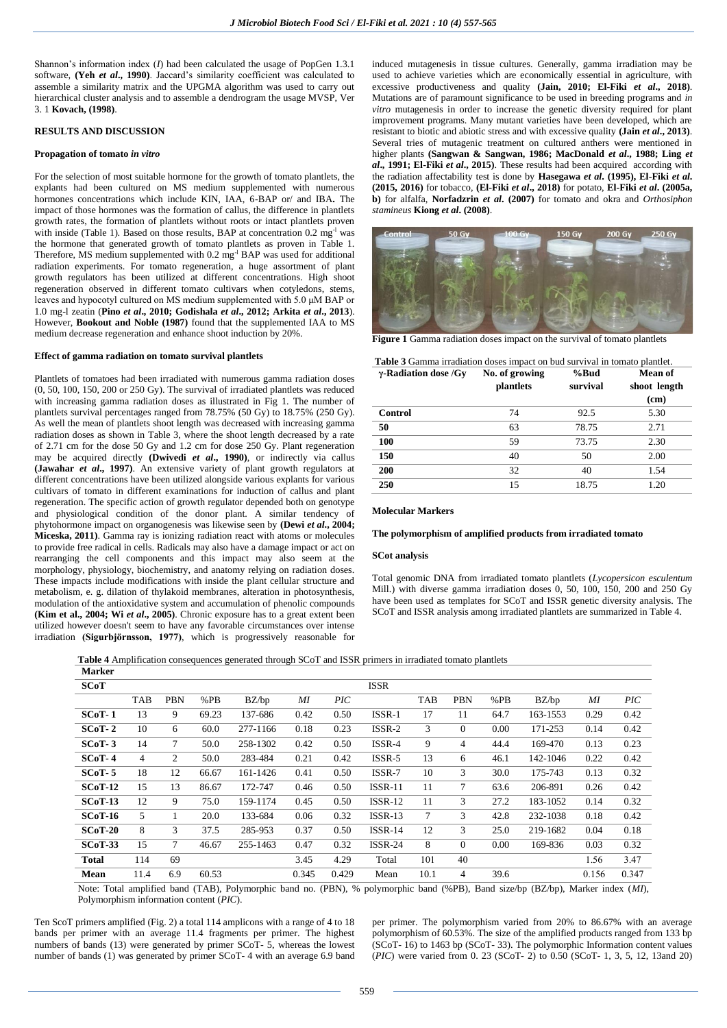Shannon's information index (*I*) had been calculated the usage of PopGen 1.3.1 software, **(Yeh *et al*., 1990)**. Jaccard's similarity coefficient was calculated to assemble a similarity matrix and the UPGMA algorithm was used to carry out hierarchical cluster analysis and to assemble a dendrogram the usage MVSP, Ver 3. 1 **Kovach, (1998)**.

## RESULTS AND DISCUSSION

### Propagation of tomato *in vitro*

For the selection of most suitable hormone for the growth of tomato plantlets, the explants had been cultured on MS medium supplemented with numerous hormones concentrations which include KIN, IAA, 6-BAP or/ and IBA**.** The impact of those hormones was the formation of callus, the difference in plantlets growth rates, the formation of plantlets without roots or intact plantlets proven with inside (Table 1). Based on those results, BAP at concentration 0.2 mg$^{-l}$ was the hormone that generated growth of tomato plantlets as proven in Table 1. Therefore, MS medium supplemented with 0.2 mg$^{-l}$ BAP was used for additional radiation experiments. For tomato regeneration, a huge assortment of plant growth regulators has been utilized at different concentrations. High shoot regeneration observed in different tomato cultivars when cotyledons, stems, leaves and hypocotyl cultured on MS medium supplemented with 5.0 μM BAP or 1.0 mg-l zeatin (**Pino *et al*., 2010; Godishala *et al*., 2012; Arkita *et al*., 2013**). However, **Bookout and Noble (1987)** found that the supplemented IAA to MS medium decrease regeneration and enhance shoot induction by 20%.

### Effect of gamma radiation on tomato survival plantlets

Plantlets of tomatoes had been irradiated with numerous gamma radiation doses (0, 50, 100, 150, 200 or 250 Gy). The survival of irradiated plantlets was reduced with increasing gamma radiation doses as illustrated in Fig 1. The number of plantlets survival percentages ranged from 78.75% (50 Gy) to 18.75% (250 Gy). As well the mean of plantlets shoot length was decreased with increasing gamma radiation doses as shown in Table 3, where the shoot length decreased by a rate of 2.71 cm for the dose 50 Gy and 1.2 cm for dose 250 Gy. Plant regeneration may be acquired directly **(Dwivedi *et al*., 1990)**, or indirectly via callus **(Jawahar *et al*., 1997)**. An extensive variety of plant growth regulators at different concentrations have been utilized alongside various explants for various cultivars of tomato in different examinations for induction of callus and plant regeneration. The specific action of growth regulator depended both on genotype and physiological condition of the donor plant. A similar tendency of phytohormone impact on organogenesis was likewise seen by **(Dewi *et al*., 2004; Miceska, 2011)**. Gamma ray is ionizing radiation react with atoms or molecules to provide free radical in cells. Radicals may also have a damage impact or act on rearranging the cell components and this impact may also seem at the morphology, physiology, biochemistry, and anatomy relying on radiation doses. These impacts include modifications with inside the plant cellular structure and metabolism, e. g. dilation of thylakoid membranes, alteration in photosynthesis, modulation of the antioxidative system and accumulation of phenolic compounds **(Kim et al., 2004; Wi *et al*., 2005)**. Chronic exposure has to a great extent been utilized however doesn't seem to have any favorable circumstances over intense irradiation **(Sigurbjörnsson, 1977)**, which is progressively reasonable for induced mutagenesis in tissue cultures. Generally, gamma irradiation may be used to achieve varieties which are economically essential in agriculture, with excessive productiveness and quality **(Jain, 2010; El-Fiki *et al*., 2018)**. Mutations are of paramount significance to be used in breeding programs and *in vitro* mutagenesis in order to increase the genetic diversity required for plant improvement programs. Many mutant varieties have been developed, which are resistant to biotic and abiotic stress and with excessive quality **(Jain *et al*., 2013)**. Several tries of mutagenic treatment on cultured anthers were mentioned in higher plants **(Sangwan & Sangwan, 1986; MacDonald *et al*., 1988; Ling *et al*., 1991; El-Fiki *et al*., 2015)**. These results had been acquired according with the radiation affectability test is done by **Hasegawa *et al*. (1995), El-Fiki *et al*. (2015, 2016)** for tobacco, **(El-Fiki *et al*., 2018)** for potato, **El-Fiki *et al*. (2005a, b)** for alfalfa, **Norfadzrin *et al*. (2007)** for tomato and okra and *Orthosiphon stamineus* **Kiong *et al*. (2008)**.

**Figure 1** Gamma radiation doses impact on the survival of tomato plantlets

**Table 3** Gamma irradiation doses impact on bud survival in tomato plantlet.

| γ-Radiation dose /Gy | No. of growing plantlets | %Bud survival | Mean of shoot length (cm) |
|---|---|---|---|
| **Control** | 74 | 92.5 | 5.30 |
| **50** | 63 | 78.75 | 2.71 |
| **100** | 59 | 73.75 | 2.30 |
| **150** | 40 | 50 | 2.00 |
| **200** | 32 | 40 | 1.54 |
| **250** | 15 | 18.75 | 1.20 |

### Molecular Markers

#### The polymorphism of amplified products from irradiated tomato

#### SCot analysis

Total genomic DNA from irradiated tomato plantlets (*Lycopersicon esculentum* Mill.) with diverse gamma irradiation doses 0, 50, 100, 150, 200 and 250 Gy have been used as templates for SCoT and ISSR genetic diversity analysis. The SCoT and ISSR analysis among irradiated plantlets are summarized in Table 4.

**Table 4** Amplification consequences generated through SCoT and ISSR primers in irradiated tomato plantlets

| **Marker** | | | | | | | | | | | | | |
|---|---|---|---|---|---|---|---|---|---|---|---|---|---|
| **SCoT** | | | | | | | ISSR | | | | | | |
| | TAB | PBN | %PB | BZ/bp | *MI* | *PIC* | | TAB | PBN | %PB | BZ/bp | *MI* | *PIC* |
| **SCoT- 1** | 13 | 9 | 69.23 | 137-686 | 0.42 | 0.50 | ISSR-1 | 17 | 11 | 64.7 | 163-1553 | 0.29 | 0.42 |
| **SCoT- 2** | 10 | 6 | 60.0 | 277-1166 | 0.18 | 0.23 | ISSR-2 | 3 | 0 | 0.00 | 171-253 | 0.14 | 0.42 |
| **SCoT- 3** | 14 | 7 | 50.0 | 258-1302 | 0.42 | 0.50 | ISSR-4 | 9 | 4 | 44.4 | 169-470 | 0.13 | 0.23 |
| **SCoT- 4** | 4 | 2 | 50.0 | 283-484 | 0.21 | 0.42 | ISSR-5 | 13 | 6 | 46.1 | 142-1046 | 0.22 | 0.42 |
| **SCoT- 5** | 18 | 12 | 66.67 | 161-1426 | 0.41 | 0.50 | ISSR-7 | 10 | 3 | 30.0 | 175-743 | 0.13 | 0.32 |
| **SCoT-12** | 15 | 13 | 86.67 | 172-747 | 0.46 | 0.50 | ISSR-11 | 11 | 7 | 63.6 | 206-891 | 0.26 | 0.42 |
| **SCoT-13** | 12 | 9 | 75.0 | 159-1174 | 0.45 | 0.50 | ISSR-12 | 11 | 3 | 27.2 | 183-1052 | 0.14 | 0.32 |
| **SCoT-16** | 5 | 1 | 20.0 | 133-684 | 0.06 | 0.32 | ISSR-13 | 7 | 3 | 42.8 | 232-1038 | 0.18 | 0.42 |
| **SCoT-20** | 8 | 3 | 37.5 | 285-953 | 0.37 | 0.50 | ISSR-14 | 12 | 3 | 25.0 | 219-1682 | 0.04 | 0.18 |
| **SCoT-33** | 15 | 7 | 46.67 | 255-1463 | 0.47 | 0.32 | ISSR-24 | 8 | 0 | 0.00 | 169-836 | 0.03 | 0.32 |
| **Total** | 114 | 69 | | | 3.45 | 4.29 | Total | 101 | 40 | | | 1.56 | 3.47 |
| **Mean** | 11.4 | 6.9 | 60.53 | | 0.345 | 0.429 | Mean | 10.1 | 4 | 39.6 | | 0.156 | 0.347 |

Note: Total amplified band (TAB), Polymorphic band no. (PBN), % polymorphic band (%PB), Band size/bp (BZ/bp), Marker index (*MI*), Polymorphism information content (*PIC*).

Ten ScoT primers amplified (Fig. 2) a total 114 amplicons with a range of 4 to 18 bands per primer with an average 11.4 fragments per primer. The highest numbers of bands (13) were generated by primer SCoT- 5, whereas the lowest number of bands (1) was generated by primer SCoT- 4 with an average 6.9 band per primer. The polymorphism varied from 20% to 86.67% with an average polymorphism of 60.53%. The size of the amplified products ranged from 133 bp (SCoT- 16) to 1463 bp (SCoT- 33). The polymorphic Information content values (*PIC*) were varied from 0. 23 (SCoT- 2) to 0.50 (SCoT- 1, 3, 5, 12, 13and 20)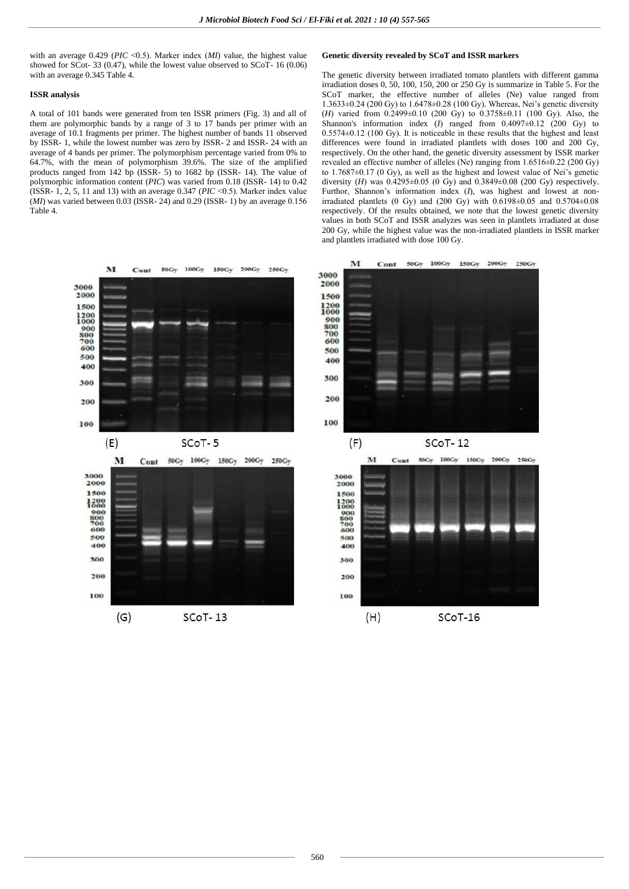with an average 0.429 (*PIC* <0.5). Marker index (*MI*) value, the highest value showed for SCot- 33 (0.47), while the lowest value observed to SCoT- 16 (0.06) with an average 0.345 Table 4.

### ISSR analysis

A total of 101 bands were generated from ten ISSR primers (Fig. 3) and all of them are polymorphic bands by a range of 3 to 17 bands per primer with an average of 10.1 fragments per primer. The highest number of bands 11 observed by ISSR- 1, while the lowest number was zero by ISSR- 2 and ISSR- 24 with an average of 4 bands per primer. The polymorphism percentage varied from 0% to 64.7%, with the mean of polymorphism 39.6%. The size of the amplified products ranged from 142 bp (ISSR- 5) to 1682 bp (ISSR- 14). The value of polymorphic information content (*PIC*) was varied from 0.18 (ISSR- 14) to 0.42 (ISSR- 1, 2, 5, 11 and 13) with an average 0.347 (*PIC* <0.5). Marker index value (*MI*) was varied between 0.03 (ISSR- 24) and 0.29 (ISSR- 1) by an average 0.156 Table 4.

### Genetic diversity revealed by SCoT and ISSR markers

The genetic diversity between irradiated tomato plantlets with different gamma irradiation doses 0, 50, 100, 150, 200 or 250 Gy is summarize in Table 5. For the SCoT marker, the effective number of alleles (Ne) value ranged from 1.3633±0.24 (200 Gy) to 1.6478±0.28 (100 Gy). Whereas, Nei's genetic diversity (*H*) varied from 0.2499±0.10 (200 Gy) to 0.3758±0.11 (100 Gy). Also, the Shannon's information index (*I*) ranged from 0.4097±0.12 (200 Gy) to 0.5574±0.12 (100 Gy). It is noticeable in these results that the highest and least differences were found in irradiated plantlets with doses 100 and 200 Gy, respectively. On the other hand, the genetic diversity assessment by ISSR marker revealed an effective number of alleles (Ne) ranging from 1.6516±0.22 (200 Gy) to 1.7687±0.17 (0 Gy), as well as the highest and lowest value of Nei's genetic diversity (*H*) was 0.4295±0.05 (0 Gy) and 0.3849±0.08 (200 Gy) respectively. Further, Shannon's information index (*I*), was highest and lowest at non-irradiated plantlets (0 Gy) and (200 Gy) with 0.6198±0.05 and 0.5704±0.08 respectively. Of the results obtained, we note that the lowest genetic diversity values in both SCoT and ISSR analyzes was seen in plantlets irradiated at dose 200 Gy, while the highest value was the non-irradiated plantlets in ISSR marker and plantlets irradiated with dose 100 Gy.

(E) SCoT- 5

(F) SCoT- 12

(G) SCoT- 13

(H) SCoT-16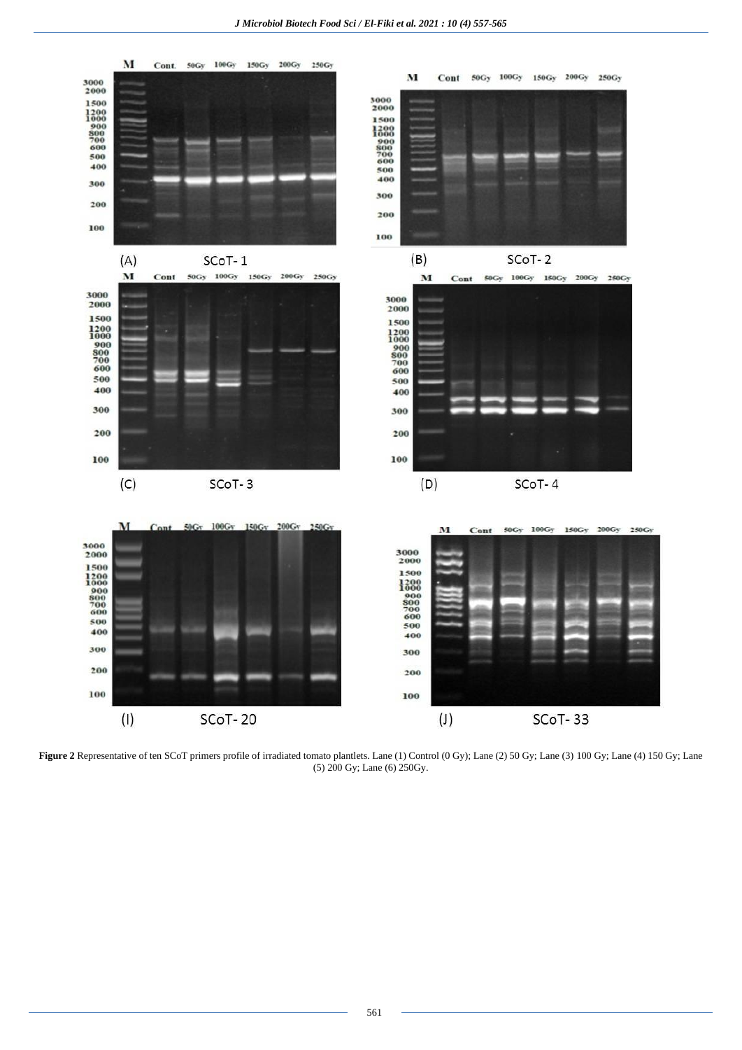**Figure 2** Representative of ten SCoT primers profile of irradiated tomato plantlets. Lane (1) Control (0 Gy); Lane (2) 50 Gy; Lane (3) 100 Gy; Lane (4) 150 Gy; Lane (5) 200 Gy; Lane (6) 250Gy.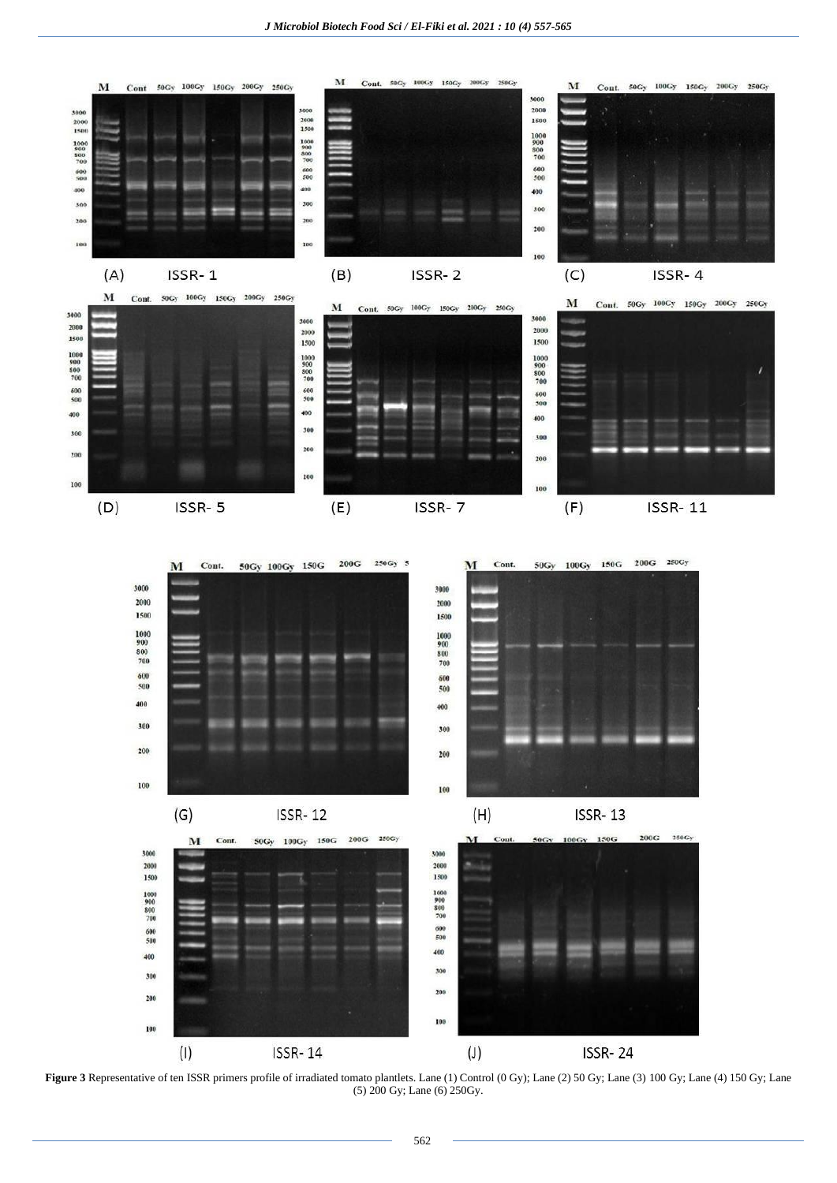**Figure 3** Representative of ten ISSR primers profile of irradiated tomato plantlets. Lane (1) Control (0 Gy); Lane (2) 50 Gy; Lane (3) 100 Gy; Lane (4) 150 Gy; Lane (5) 200 Gy; Lane (6) 250Gy.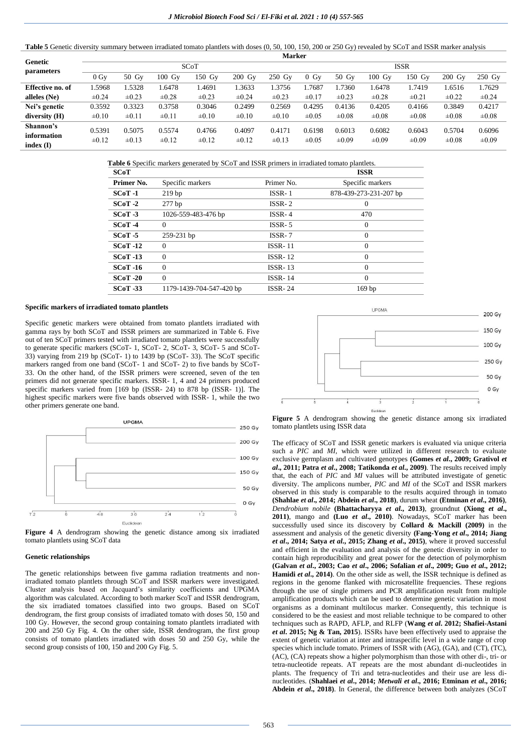**Table 5** Genetic diversity summary between irradiated tomato plantlets with doses (0, 50, 100, 150, 200 or 250 Gy) revealed by SCoT and ISSR marker analysis

| Genetic parameters | Marker | | | | | | | | | | | |
|---|---|---|---|---|---|---|---|---|---|---|---|---|
| | SCoT | | | | | | ISSR | | | | | |
| | 0 Gy | 50 Gy | 100 Gy | 150 Gy | 200 Gy | 250 Gy | 0 Gy | 50 Gy | 100 Gy | 150 Gy | 200 Gy | 250 Gy |
| **Effective no. of alleles (Ne)** | 1.5968 ±0.24 | 1.5328 ±0.23 | 1.6478 ±0.28 | 1.4691 ±0.23 | 1.3633 ±0.24 | 1.3756 ±0.23 | 1.7687 ±0.17 | 1.7360 ±0.23 | 1.6478 ±0.28 | 1.7419 ±0.21 | 1.6516 ±0.22 | 1.7629 ±0.24 |
| **Nei's genetic diversity (H)** | 0.3592 ±0.10 | 0.3323 ±0.11 | 0.3758 ±0.11 | 0.3046 ±0.10 | 0.2499 ±0.10 | 0.2569 ±0.10 | 0.4295 ±0.05 | 0.4136 ±0.08 | 0.4205 ±0.08 | 0.4166 ±0.08 | 0.3849 ±0.08 | 0.4217 ±0.08 |
| **Shannon's information index (I)** | 0.5391 ±0.12 | 0.5075 ±0.13 | 0.5574 ±0.12 | 0.4766 ±0.12 | 0.4097 ±0.12 | 0.4171 ±0.13 | 0.6198 ±0.05 | 0.6013 ±0.09 | 0.6082 ±0.09 | 0.6043 ±0.09 | 0.5704 ±0.08 | 0.6096 ±0.09 |

**Table 6** Specific markers generated by SCoT and ISSR primers in irradiated tomato plantlets.

| **SCoT** | | **ISSR** | |
|---|---|---|---|
| **Primer No.** | Specific markers | Primer No. | Specific markers |
| **SCoT -1** | 219 bp | ISSR- 1 | 878-439-273-231-207 bp |
| **SCoT -2** | 277 bp | ISSR- 2 | 0 |
| **SCoT -3** | 1026-559-483-476 bp | ISSR- 4 | 470 |
| **SCoT -4** | 0 | ISSR- 5 | 0 |
| **SCoT -5** | 259-231 bp | ISSR- 7 | 0 |
| **SCoT -12** | 0 | ISSR- 11 | 0 |
| **SCoT -13** | 0 | ISSR- 12 | 0 |
| **SCoT -16** | 0 | ISSR- 13 | 0 |
| **SCoT -20** | 0 | ISSR- 14 | 0 |
| **SCoT -33** | 1179-1439-704-547-420 bp | ISSR- 24 | 169 bp |

#### Specific markers of irradiated tomato plantlets

Specific genetic markers were obtained from tomato plantlets irradiated with gamma rays by both SCoT and ISSR primers are summarized in Table 6. Five out of ten SCoT primers tested with irradiated tomato plantlets were successfully to generate specific markers (SCoT- 1, SCoT- 2, SCoT- 3, SCoT- 5 and SCoT-33) varying from 219 bp (SCoT- 1) to 1439 bp (SCoT- 33). The SCoT specific markers ranged from one band (SCoT- 1 and SCoT- 2) to five bands by SCoT-33. On the other hand, of the ISSR primers were screened, seven of the ten primers did not generate specific markers. ISSR- 1, 4 and 24 primers produced specific markers varied from [169 bp (ISSR- 24) to 878 bp (ISSR- 1)]. The highest specific markers were five bands observed with ISSR- 1, while the two other primers generate one band.

**Figure 4** A dendrogram showing the genetic distance among six irradiated tomato plantlets using SCoT data

#### Genetic relationships

The genetic relationships between five gamma radiation treatments and non-irradiated tomato plantlets through SCoT and ISSR markers were investigated. Cluster analysis based on Jacquard's similarity coefficients and UPGMA algorithm was calculated. According to both marker ScoT and ISSR dendrogram, the six irradiated tomatoes classified into two groups. Based on SCoT dendrogram, the first group consists of irradiated tomato with doses 50, 150 and 100 Gy. However, the second group containing tomato plantlets irradiated with 200 and 250 Gy Fig. 4. On the other side, ISSR dendrogram, the first group consists of tomato plantlets irradiated with doses 50 and 250 Gy, while the second group consists of 100, 150 and 200 Gy Fig. 5.

**Figure 5** A dendrogram showing the genetic distance among six irradiated tomato plantlets using ISSR data

The efficacy of SCoT and ISSR genetic markers is evaluated via unique criteria such a *PIC* and *MI*, which were utilized in different research to evaluate exclusive germplasm and cultivated genotypes **(Gomes *et al*., 2009; Grativol *et al*., 2011; Patra *et al*., 2008; Tatikonda *et al*., 2009)**. The results received imply that, the each of *PIC* and *MI* values will be attributed investigate of genetic diversity. The amplicons number, *PIC* and *MI* of the SCoT and ISSR markers observed in this study is comparable to the results acquired through in tomato **(Shahlae *et al*., 2014; Abdein *et al*., 2018)**, durum wheat **(Etminan *et al*., 2016)**, *Dendrobium nobile* **(Bhattacharyya *et al*., 2013)**, groundnut **(Xiong *et al*., 2011)**, mango and **(Luo *et al*., 2010)**. Nowadays, SCoT marker has been successfully used since its discovery by **Collard & Mackill (2009)** in the assessment and analysis of the genetic diversity **(Fang-Yong *et al*., 2014; Jiang *et al*., 2014; Satya *et al*., 2015; Zhang *et al*., 2015)**, where it proved successful and efficient in the evaluation and analysis of the genetic diversity in order to contain high reproducibility and great power for the detection of polymorphism **(Galvan *et al*., 2003; Cao *et al*., 2006; Sofalian *et al*., 2009; Guo *et al*., 2012; Hamidi *et al*., 2014)**. On the other side as well, the ISSR technique is defined as regions in the genome flanked with microsatellite frequencies. These regions through the use of single primers and PCR amplification result from multiple amplification products which can be used to determine genetic variation in most organisms as a dominant multilocus marker. Consequently, this technique is considered to be the easiest and most reliable technique to be compared to other techniques such as RAPD, AFLP, and RLFP (**Wang *et al*. 2012; Shafiei-Astani *et al*. 2015; Ng & Tan, 2015**). ISSRs have been effectively used to appraise the extent of genetic variation at inter and intraspecific level in a wide range of crop species which include tomato. Primers of ISSR with (AG), (GA), and (CT), (TC), (AC), (CA) repeats show a higher polymorphism than those with other di-, tri- or tetra-nucleotide repeats. AT repeats are the most abundant di-nucleotides in plants. The frequency of Tri and tetra-nucleotides and their use are less di-nucleotides. (**Shahlaei *et al*., 2014; *Metwali et al*., 2016; Etminan *et al*., 2016; Abdein *et al*., 2018**). In General, the difference between both analyzes (SCoT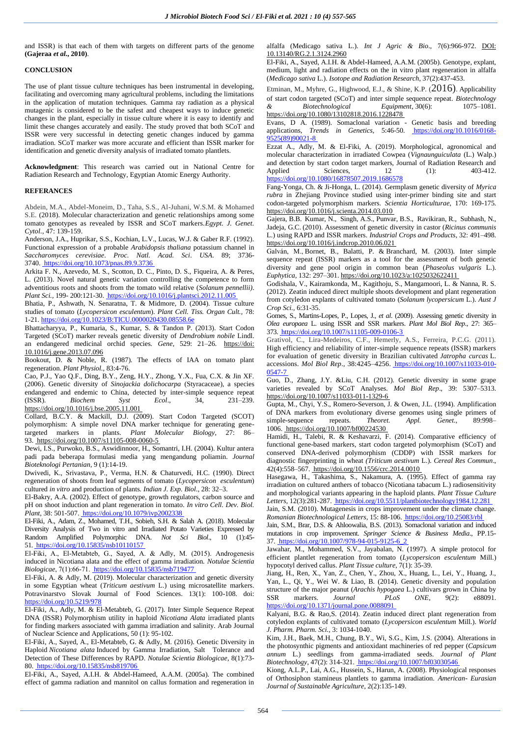and ISSR) is that each of them with targets on different parts of the genome **(Gajeraa *et al.*, 2010)**.

## CONCLUSION

The use of plant tissue culture techniques has been instrumental in developing, facilitating and overcoming many agricultural problems, including the limitations in the application of mutation techniques. Gamma ray radiation as a physical mutagenic is considered to be the safest and cheapest ways to induce genetic changes in the plant, especially in tissue culture where it is easy to identify and limit these changes accurately and easily. The study proved that both SCoT and ISSR were very successful in detecting genetic changes induced by gamma irradiation. SCoT marker was more accurate and efficient than ISSR marker for identification and genetic diversity analysis of irradiated tomato plantlets.

**Acknowledgment**: This research was carried out in National Centre for Radiation Research and Technology, Egyptian Atomic Energy Authority.

## REFERANCES

Abdein, M.A., Abdel-Moneim, D., Taha, S.S., Al-Juhani, W.S.M. & Mohamed S.E. (2018). Molecular characterization and genetic relationships among some tomato genotypes as revealed by ISSR and SCoT markers. *Egypt. J. Genet. Cytol.*, 47: 139-159.

Anderson, J.A., Huprikar, S.S., Kochian, L.V., Lucas, W.J. & Gaber R.F. (1992). Functional expression of a probable *Arabidopsis thaliana* potassium channel in *Saccharomyces cerevisiae*. *Proc. Natl. Acad. Sci. USA*. 89; 3736-3740. https://doi.org/10.1073/pnas.89.9.3736

Arkita F. N., Azevedo, M. S., Scotton, D. C., Pinto, D. S., Fiqueira, A. & Peres, L. (2013). Novel natural genetic variation controlling the competence to form adventitious roots and shoots from the tomato wild relative (*Solanum pennellii)*. *Plant Sci.*, 199- 200:121-30. https://doi.org/10.1016/j.plantsci.2012.11.005

Bhatia, P., Ashwath, N. Senaratna, T. & Midmore, D. (2004). Tissue culture studies of tomato (*Lycopersicon esculentum*). *Plant Cell. Tiss. Organ Cult.*, 78: 1-21. https://doi.org/10.1023/B:TICU.0000020430.08558.6e

Bhattacharyya, P., Kumaria, S., Kumar, S. & Tandon P. (2013). Start Codon Targeted (SCoT) marker reveals genetic diversity of *Dendrobium nobile* Lindl. an endangered medicinal orchid species. *Gene*, 529: 21–26. https://doi: 10.1016/j.gene.2013.07.096

Bookout, D. & Noble, R. (1987). The effects of IAA on tomato plant regeneration. *Plant Physiol.*, 83:4-76.

Cao, P.J., Yao Q.F., Ding, B.Y., Zeng, H.Y., Zhong, Y.X., Fua, C.X. & Jin XF. (2006). Genetic diversity of *Sinojackia dolichocarpa* (Styracaceae), a species endangered and endemic to China, detected by inter-simple sequence repeat (ISSR). *Biochem Syst Ecol*., 34, 231–239. https://doi.org/10.1016/j.bse.2005.11.001

Collard, B.C.Y. & Mackill, D.J. (2009). Start Codon Targeted (SCOT) polymorphism: A simple novel DNA marker technique for generating gene-targeted markers in plants. *Plant Molecular Biology*, 27: 86–93. https://doi.org/10.1007/s11105-008-0060-5

Dewi, I.S., Purwoko, B.S., Aswidinnoor, H., Somantri, I.H. (2004). Kultur antera padi pada beberapa formulasi media yang mengandung poliamin. *Journal Bioteknologi Pertanian*, 9 (1):14-19.

Dwivedi, K., Srivastava, P., Verma, H.N. & Chaturvedi, H.C. (1990). Direct regeneration of shoots from leaf segments of tomato (*Lycopersicon esculentum*) cultured *in vitro* and production of plants. *Indian J. Exp. Biol.*, 28: 32–3.

El-Bakry, A.A. (2002). Effect of genotype, growth regulators, carbon source and pH on shoot induction and plant regeneration in tomato. *In vitro Cell. Dev. Biol. Plant*, 38: 501-507. https://doi.org/10.1079/ivp2002338

El-Fiki, A., Adam, Z., Mohamed, T.H., Sobieh, S.H. & Salah A. (2018). Molecular Diversity Analysis of Two in vitro and Irradiated Potato Varieties Expressed by Random Amplified Polymorphic DNA. *Not Sci Biol*., 10 (1):45-51. https://doi.org/10.15835/nsb10110157

El-Fiki, A., El-Metabteb, G., Sayed, A. & Adly, M. (2015). Androgenesis induced in Nicotiana alata and the effect of gamma irradiation. *Notulae Scientia Biologicae*, 7(1):66-71. https://doi.org/10.15835/nsb719477

El-Fiki, A. & Adly, M. (2019). Molecular characterization and genetic diversity in some Egyptian wheat (*Triticum aestivum* L.) using microsatellite markers. Potravinarstvo Slovak Journal of Food Sciences. 13(1): 100-108. doi: https://doi.org/10.5219/978

El-Fiki, A., Adly, M. & El-Metabteb, G. (2017). Inter Simple Sequence Repeat DNA (ISSR) Polymorphism utility in haploid *Nicotiana Alata* irradiated plants for finding markers associated with gamma irradiation and salinity. Arab Journal of Nuclear Science and Applications, 50 (1): 95-102.

El-Fiki, A., Sayed, A., El-Metabteb, G. & Adly, M. (2016). Genetic Diversity in Haploid *Nicotiana alata* Induced by Gamma Irradiation, Salt Tolerance and Detection of These Differences by RAPD. *Notulae Scientia Biologicae*, 8(1):73-80. https://doi.org/10.15835/nsb819706

El-Fiki, A., Sayed, A.I.H. & Abdel-Hameed, A.A.M. (2005a). The combined effect of gamma radiation and mannitol on callus formation and regeneration in alfalfa (Medicago sativa L.). *Int J Agric & Bio*., 7(6):966-972. DOI: 10.13140/RG.2.1.3124.2960

El-Fiki, A., Sayed, A.I.H. & Abdel-Hameed, A.A.M. (2005b). Genotype, explant, medium, light and radiation effects on the in vitro plant regeneration in alfalfa (*Medicago sativa* L.). *Isotope and Radiation Research*, 37(2):437-453.

Etminan, M., Myhre, G., Highwood, E.J., & Shine, K.P. (2016). Applicability of start codon targeted (SCoT) and inter simple sequence repeat. *Biotechnology & Biotechnological Equipment*, 30(6): 1075–1081. https://doi.org/10.1080/13102818.2016.1228478

Evans, D A. (1989). Somaclonal variation - Genetic basis and breeding applications, *Trends in Genetics*, 5:46-50. https://doi.org/10.1016/0168-9525(89)90021-8

Ezzat A., Adly, M. & El-Fiki, A. (2019). Morphological, agronomical and molecular characterization in irradiated Cowpea (*Vignaunguiculata* (L.) Walp.) and detection by start codon target markers, Journal of Radiation Research and Applied Sciences, 12 (1): 403-412. https://doi.org/10.1080/16878507.2019.1686578

Fang-Yonga, Ch. & Ji-Honga, L. (2014). Germplasm genetic diversity of *Myrica rubra* in Zhejiang Province studied using inter-primer binding site and start codon-targeted polymorphism markers. *Scientia Horticulturae*, 170: 169-175. https://doi.org/10.1016/j.scienta.2014.03.010

Gajera, B.B. Kumar, N., Singh, A.S., Punvar, B.S., Ravikiran, R., Subhash, N., Jadeja, G.C. (2010). Assessment of genetic diversity in castor (*Ricinus communis* L.) using RAPD and ISSR markers. *Industrial Crops and Products*, 32: 491–498. https://doi.org/10.1016/j.indcrop.2010.06.021

Galván, M., Bornet, B., Balatti, P. & Branchard, M. (2003). Inter simple sequence repeat (ISSR) markers as a tool for the assessment of both genetic diversity and gene pool origin in common bean (*Phaseolus vulgaris* L.). *Euphytica*, 132: 297–301. https://doi.org/10.1023/a:1025032622411

Godishala, V., Kairamkonda, M., Kagithoju, S., Mangamoori, L. & Nanna, R. S. (2012). Zeatin induced direct multiple shoots development and plant regeneration from cotyledon explants of cultivated tomato (*Solanum lycopersicum* L.). *Aust J Crop Sci.*, 6:31-35.

Gomes, S., Martins-Lopes, P., Lopes, J., *et al*. (2009). Assessing genetic diversity in *Olea europaea* L. using ISSR and SSR markers. *Plant Mol Biol Rep*., 27: 365–373. https://doi.org/10.1007/s11105-009-0106-3

Grativol, C., Lira-Medeiros, C.F., Hemerly, A.S., Ferreira, P.C.G. (2011). High efficiency and reliability of inter-simple sequence repeats (ISSR) markers for evaluation of genetic diversity in Brazilian cultivated *Jatropha curcas* L. accessions. *Mol Biol Rep*., 38:4245–4256. https://doi.org/10.1007/s11033-010-0547-7

Guo, D., Zhang, J.Y. &Liu, C.H. (2012). Genetic diversity in some grape varieties revealed by SCoT Analyses. *Mol Biol Rep*., 39: 5307–5313. https://doi.org/10.1007/s11033-011-1329-6

Gupta, M., Chyi, Y.S., Romero-Severson, J. & Owen, J.L. (1994). Amplification of DNA markers from evolutionary diverse genomes using single primers of simple-sequence repeats. *Theoret. Appl. Genet.*, 89:998–1006. https://doi.org/10.1007/bf00224530

Hamidi, H., Talebi, R. & Keshavarzi, F. (2014). Comparative efficiency of functional gene-based markers, start codon targeted polymorphism (SCoT) and conserved DNA-derived polymorphism (CDDP) with ISSR markers for diagnostic fingerprinting in wheat *(Triticum aestivum* L.). *Cereal Res Commun*., 42(4):558–567. https://doi.org/10.1556/crc.2014.0010

Hasegawa, H., Takashima, S., Nakamura, A. (1995). Effect of gamma ray irradiation on cultured anthers of tobacco (Nicotiana tabacum L.) radiosensitivity and morphological variants appearing in the haploid plants. *Plant Tissue Culture Letters*, 12(3):281-287. https://doi.org/10.5511/plantbiotechnology1984.12.281

Jain, S.M. (2010). Mutagenesis in crops improvement under the climate change. *Romanian Biotechnological Letters*, 15: 88-106. https://doi.org/10.25083/rbl

Jain, S.M., Brar, D.S. & Ahloowalia, B.S. (2013). Somaclonal variation and induced mutations in crop improvement. *Springer Science & Business Media*., PP.15-37. https://doi.org/10.1007/978-94-015-9125-6_2

Jawahar, M., Mohammed, S.V., Jayabalan, N. (1997). A simple protocol for efficient plantlet regeneration from tomato (*Lycopersicon esculentum* Mill.) hypocotyl derived callus. *Plant Tissue culture*, 7(1): 35-39.

Jiang, H., Ren, X., Yan, Z., Chen, Y., Zhou, X., Huang, L., Lei, Y., Huang, J., Yan, L., Qi, Y., Wei W. & Liao, B. (2014). Genetic diversity and population structure of the major peanut (*Arachis hypogaea* L.) cultivars grown in China by SSR markers. *Journal PLoS ONE*, 9(2): e88091. https://doi.org/10.1371/journal.pone.0088091

Kalyani, B.G. & Rao,S. (2014). Zeatin induced direct plant regeneration from cotyledon explants of cultivated tomato (*Lycopersicon esculentum* Mill.). *World J. Pharm. Pharm. Sci.*, 3: 1034-1040.

Kim, J.H., Baek, M.H., Chung, B.Y., Wi, S.G., Kim, J.S. (2004). Alterations in the photosynthic pigments and antioxidant machineries of red pepper (*Capsicum annum* L.) seedlings from gamma-irradiated seeds. *Journal of Plant Biotechnology*, 47(2): 314-321. https://doi.org/10.1007/bf03030546

Kiong, A.L.P., Lai, A.G., Hussein, S., Harun, A. (2008). Physiological responses of Orthosiphon stamineus plantlets to gamma irradiation. *American- Eurasian Journal of Sustainable Agriculture*, 2(2):135-149.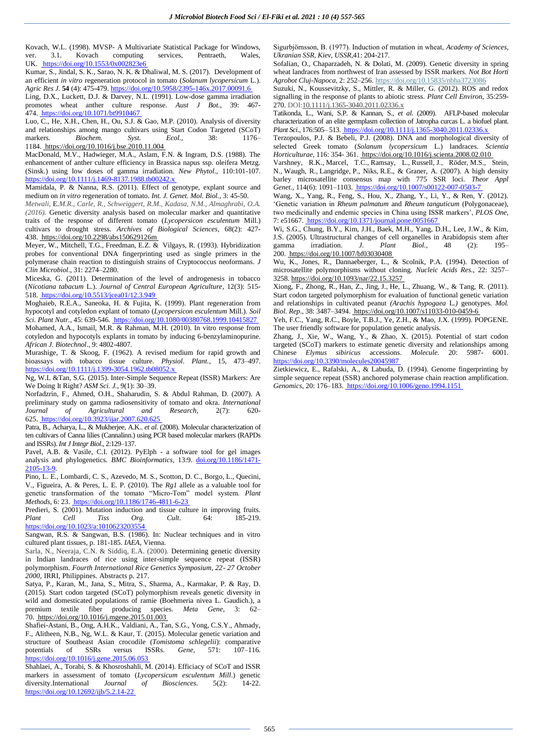Kovach, W.L. (1998). MVSP- A Multivariate Statistical Package for Windows, ver. 3.1. Kovach computing services, Pentraeth, Wales, UK. https://doi.org/10.1553/0x002823e6

Kumar, S., Jindal, S. K., Sarao, N. K. & Dhaliwal, M. S. (2017). Development of an efficient *in vitro* regeneration protocol in tomato (*Solanum lycopersicum* L.). *Agric Res J.* **54** (4): 475-479. https://doi.org/10.5958/2395-146x.2017.00091.6

Ling, D.X., Luckett, D.J. & Darvey, N.L. (1991). Low-dose gamma irradiation promotes wheat anther culture response. *Aust J Bot.*, 39: 467-474. https://doi.org/10.1071/bt9910467

Luo, C., He, X.H., Chen, H., Ou, S.J. & Gao, M.P. (2010). Analysis of diversity and relationships among mango cultivars using Start Codon Targeted (SCoT) markers. *Biochem. Syst. Ecol.*, 38: 1176–1184. https://doi.org/10.1016/j.bse.2010.11.004

MacDonald, M.V., Hadwieger, M.A., Aslam, F.N. & Ingram, D.S. (1988). The enhancement of anther culture efficiency in Brassica napus ssp. oleifera Metzg. (Sinsk.) using low doses of gamma irradiation. *New Phytol.*, 110:101-107. https://doi.org/10.1111/j.1469-8137.1988.tb00242.x

Mamidala, P. & Nanna, R.S. (2011). Effect of genotype, explant source and medium on *in vitro* regeneration of tomato. *Int. J. Genet. Mol. Biol.*, 3: 45-50.

*Metwali, E.M.R., Carle, R., Schweiggert, R.M., Kadasa, N.M., Almaghrabi, O.A. (2016).* Genetic diversity analysis based on molecular marker and quantitative traits of the response of different tomato (*Lycopersicon esculentum* Mill.) cultivars to drought stress. *Archives of Biological Sciences*, 68(2): 427-438. https://doi.org/10.2298/abs150629126m

Meyer, W., Mitchell, T.G., Freedman, E.Z. & Vilgays, R. (1993). Hybridization probes for conventional DNA fingerprinting used as single primers in the polymerase chain reaction to distinguish strains of Cryptococcus neoformans. *J Clin Microbiol*., 31: 2274–2280.

Miceska, G. (2011). Determination of the level of androgenesis in tobacco (*Nicotiana tabacum* L.). *Journal of Central European Agriculture*, 12(3): 515-518. https://doi.org/10.5513/jcea01/12.3.949

Moghaieb, R.E.A., Saneoka, H. & Fujita, K. (1999). Plant regeneration from hypocotyl and cotyledon explant of tomato (*Lycopersicon esculentum* Mill.). *Soil Sci. Plant Nutr.*, 45: 639-546. https://doi.org/10.1080/00380768.1999.10415827

Mohamed, A.A., Ismail, M.R. & Rahman, M.H. (2010). In vitro response from cotyledon and hypocotyls explants in tomato by inducing 6-benzylaminopurine. *African J. Biotechnol*., 9: 4802-4807.

Murashige, T. & Skoog, F. (1962). A revised medium for rapid growth and bioassays with tobacco tissue culture. *Physiol. Plant.*, 15, 473–497. https://doi.org/10.1111/j.1399-3054.1962.tb08052.x

Ng, W.L &Tan, S.G. (2015). Inter-Simple Sequence Repeat (ISSR) Markers: Are We Doing It Right? *ASM Sci. J.*, 9(1): 30–39.

Norfadzrin, F., Ahmed, O.H., Shaharudin, S. & Abdul Rahman, D. (2007). A preliminary study on gamma radiosensitivity of tomato and okra. *International Journal of Agricultural and Research*, 2(7): 620-625. https://doi.org/10.3923/ijar.2007.620.625

Patra, B., Acharya, L., & Mukherjee, A.K.. *et al.* (2008). Molecular characterization of ten cultivars of Canna lilies (Cannalinn.) using PCR based molecular markers (RAPDs and ISSRs). *Int J Integr Biol*., 2:129–137.

Pavel, A.B. & Vasile, C.I. (2012). PyElph - a software tool for gel images analysis and phylogenetics. *BMC Bioinformatics*, 13:9. doi.org/10.1186/1471-2105-13-9.

Pino, L. E., Lombardi, C. S., Azevedo, M. S., Scotton, D. C., Borgo, L., Quecini, V., Figueira, A. & Peres, L. E. P. (2010). The *Rg1* allele as a valuable tool for genetic transformation of the tomato "Micro-Tom" model system. *Plant Methods*, 6: 23. https://doi.org/10.1186/1746-4811-6-23

Predieri, S. (2001). Mutation induction and tissue culture in improving fruits. *Plant Cell Tiss Org. Cult*. 64: 185-219. https://doi.org/10.1023/a:1010623203554

Sangwan, R.S. & Sangwan, B.S. (1986). In: Nuclear techniques and in vitro cultured plant tissues, p. 181-185. *IAEA*, Vienna.

Sarla, N., Neeraja, C.N. & Siddiq, E.A. (2000). Determining genetic diversity in Indian landraces of rice using inter-simple sequence repeat (ISSR) polymorphism. *Fourth International Rice Genetics Symposium, 22- 27 October 2000*, IRRI, Philippines. Abstracts p. 217.

Satya, P., Karan, M., Jana, S., Mitra, S., Sharma, A., Karmakar, P. & Ray, D. (2015). Start codon targeted (SCoT) polymorphism reveals genetic diversity in wild and domesticated populations of ramie (Boehmeria nivea L. Gaudich.), a premium textile fiber producing species. *Meta Gene*, 3: 62–70. https://doi.org/10.1016/j.mgene.2015.01.003

Shafiei-Astani, B., Ong, A.H.K., Valdiani, A., Tan, S.G., Yong, C.S.Y., Ahmady, F., Alitheen, N.B., Ng, W.L. & Kaur, T. (2015). Molecular genetic variation and structure of Southeast Asian crocodile (*Tomistoma schlegelii*): comparative potentials of SSRs versus ISSRs. *Gene*, 571: 107–116. https://doi.org/10.1016/j.gene.2015.06.053

Shahlaei, A., Torabi, S. & Khosroshahli, M. (2014). Efficiacy of SCoT and ISSR markers in assessment of tomato (*Lycopersicum esculentum Mill*.) genetic diversity.International *Journal of Biosciences*. 5(2): 14-22. https://doi.org/10.12692/ijb/5.2.14-22

Sigurbjörnsson, B. (1977). Induction of mutation in wheat, *Academy of Sciences, Ukranian SSR, Kiev, USSR*,41: 204-217.

Sofalian, O., Chaparzadeh, N. & Dolati, M. (2009). Genetic diversity in spring wheat landraces from northwest of Iran assessed by ISSR markers. *Not Bot Horti Agrobot Cluj-Napoca*, 2: 252–256. https://doi.org/10.15835/nbha3723086

Suzuki, N., Koussevitzky, S., Mittler, R. & Miller, G. (2012). ROS and redox signalling in the response of plants to abiotic stress. *Plant Cell Environ*, 35:259-270. DOI:10.1111/j.1365-3040.2011.02336.x

Tatikonda, L., Wani, S.P. & Kannan, S., *et al.* (2009). AFLP-based molecular characterization of an elite germplasm collection of Jatropha curcas L. a biofuel plant. *Plant Sci*., 176:505– 513. https://doi.org/10.1111/j.1365-3040.2011.02336.x

Terzopoulos, P.J. & Bebeli, P.J. (2008). DNA and morphological diversity of selected Greek tomato (*Solanum lycopersicum* L.) landraces. *Scientia Horticulturae*, 116: 354- 361. https://doi.org/10.1016/j.scienta.2008.02.010

Varshney, R.K., Marcel, T.C., Ramsay, L., Russell, J., Röder, M.S., Stein, N., Waugh, R., Langridge, P., Niks, R.E., & Graner, A. (2007). A high density barley microsatellite consensus map with 775 SSR loci. *Theor Appl Genet*., 114(6): 1091–1103. https://doi.org/10.1007/s00122-007-0503-7

Wang, X., Yang, R., Feng, S., Hou, X., Zhang, Y., Li, Y., & Ren, Y. (2012). 'Genetic variation in *Rheum palmatum* and *Rheum tanguticum* (Polygonaceae), two medicinally and endemic species in China using ISSR markers', *PLOS One*, 7: e51667. https://doi.org/10.1371/journal.pone.0051667

Wi, S.G., Chung, B.Y., Kim, J.H., Baek, M.H., Yang, D.H., Lee, J.W., & Kim, J.S. (2005). Ultrastructural changes of cell organelles in Arabidopsis stem after gamma irradiation. *J. Plant Biol.*, 48 (2): 195–200. https://doi.org/10.1007/bf03030408

Wu, K., Jones, R., Dannaeberger, L., & Scolnik, P.A. (1994). Detection of microsatellite polymorphisms without cloning. *Nucleic Acids Res.*, 22: 3257–3258. https://doi.org/10.1093/nar/22.15.3257

Xiong, F., Zhong, R., Han, Z., Jing, J., He, L., Zhuang, W., & Tang, R. (2011). Start codon targeted polymorphism for evaluation of functional genetic variation and relationships in cultivated peanut *(Arachis hypogaea* L.*)* genotypes. *Mol. Biol. Rep*., 38: 3487–3494. https://doi.org/10.1007/s11033-010-0459-6

Yeh, F.C., Yang, R.C., Boyle, T.B.J., Ye, Z.H., & Mao, J.X. (1999). POPGENE. The user friendly software for population genetic analysis.

Zhang, J., Xie, W., Wang, Y., & Zhao, X. (2015). Potential of start codon targeted (SCoT) markers to estimate genetic diversity and relationships among Chinese *Elymus sibiricus* accessions. *Molecule*. 20: 5987- 6001. https://doi.org/10.3390/molecules20045987

Zietkiewicz, E., Rafalski, A., & Labuda, D. (1994). Genome fingerprinting by simple sequence repeat (SSR) anchored polymerase chain reaction amplification. *Genomics*, 20: 176–183. https://doi.org/10.1006/geno.1994.1151